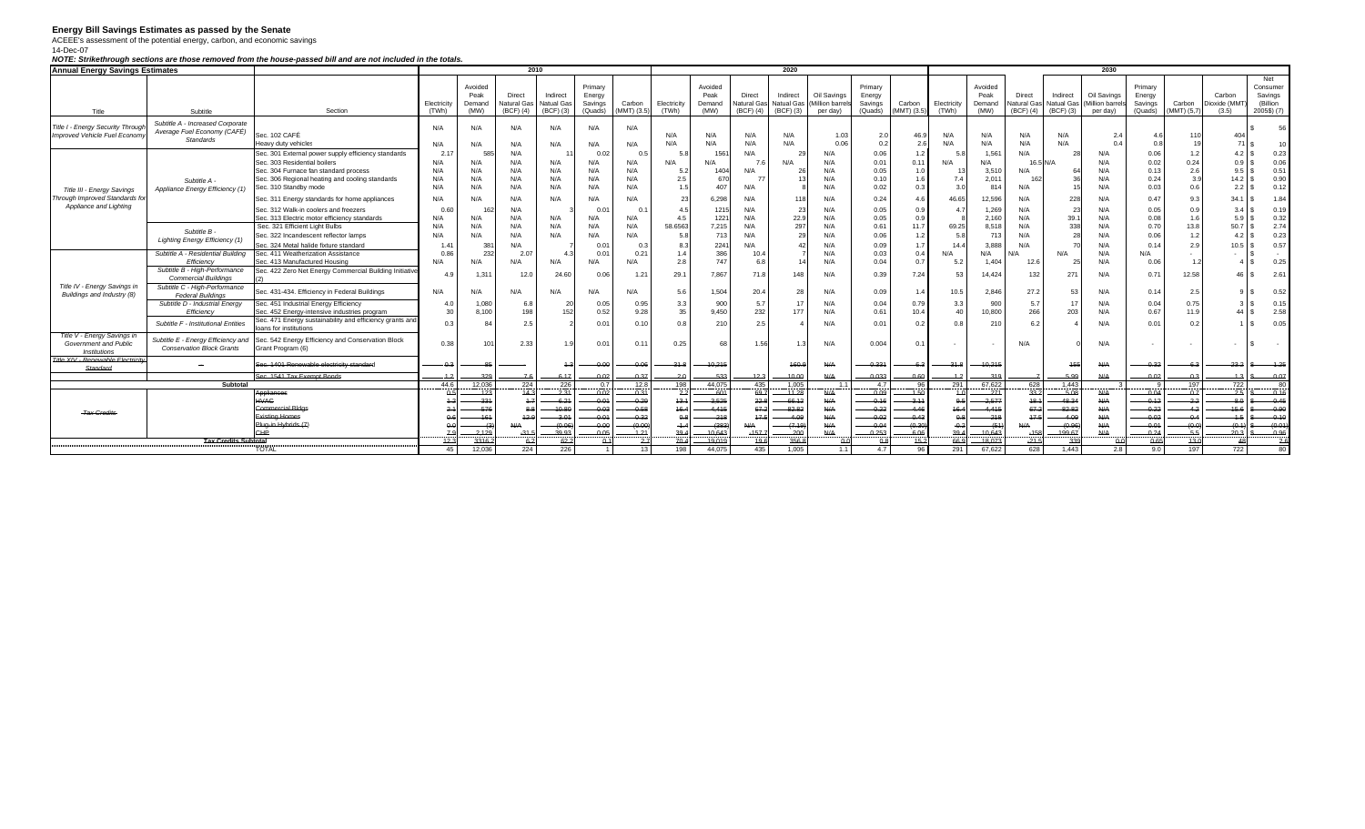# Energy Bill Savings Estimates as passed by the Senate

ACEEE's assessment of the potential energy, carbon, and economic savings

14-Dec-07

***NOTE: Strikethrough sections are those removed from the house-passed bill and are not included in the totals.***

| Annual Energy Savings Estimates | | | 2010 | | | | | | 2020 | | | | | | | 2030 | | | | | | | | |
|---|---|---|---|---|---|---|---|---|---|---|---|---|---|---|---|---|---|---|---|---|---|---|---|---|
| Title | Subtitle | Section | Electricity (TWh) | Avoided Peak Demand (MW) | Direct Natural Gas (BCF) (4) | Indirect Natual Gas (BCF) (3) | Primary Energy Savings (Quads) | Carbon (MMT) (3.5) | Electricity (TWh) | Avoided Peak Demand (MW) | Direct Natural Gas (BCF) (4) | Indirect Natual Gas (BCF) (3) | Oil Savings (Million barrels per day) | Primary Energy Savings (Quads) | Carbon (MMT) (3.5) | Electricity (TWh) | Avoided Peak Demand (MW) | Direct Natural Gas (BCF) (4) | Indirect Natual Gas (BCF) (3) | Oil Savings (Million barrels per day) | Primary Energy Savings (Quads) | Carbon (MMT) (5,7) | Carbon Dioxide (MMT) (3.5) | Net Consumer Savings (Billion 2005$) (7) |
| Title I - Energy Security Through Improved Vehicle Fuel Economy | Subtitle A - Increased Corporate Average Fuel Economy (CAFE) Standards | Sec. 102 CAFÉ | N/A | N/A | N/A | N/A | N/A | N/A | N/A | N/A | N/A | N/A | 1.03 | 2.0 | 46.9 | N/A | N/A | N/A | N/A | 2.4 | 4.6 | 110 | 404 | $ 56 |
| | | Heavy duty vehicles | N/A | N/A | N/A | N/A | N/A | N/A | N/A | N/A | N/A | N/A | 0.06 | 0.2 | 2.6 | N/A | N/A | N/A | N/A | 0.4 | 0.8 | 19 | 71 | $ 10 |
| Title III - Energy Savings Through Improved Standards for Appliance and Lighting | Subtitle A - Appliance Energy Efficiency (1) | Sec. 301 External power supply efficiency standards | 2.17 | 585 | N/A | 11 | 0.02 | 0.5 | 5.8 | 1561 | N/A | 29 | N/A | 0.06 | 1.2 | 5.8 | 1,561 | N/A | 28 | N/A | 0.06 | 1.2 | 4.2 | $ 0.23 |
| | | Sec. 303 Residential boilers | N/A | N/A | N/A | N/A | N/A | N/A | N/A | N/A | 7.6 | N/A | N/A | 0.01 | 0.11 | N/A | N/A | 16.5 | N/A | N/A | 0.02 | 0.24 | 0.9 | $ 0.06 |
| | | Sec. 304 Furnace fan standard process | N/A | N/A | N/A | N/A | N/A | N/A | 5.2 | 1404 | N/A | 26 | N/A | 0.05 | 1.0 | 13 | 3,510 | N/A | 64 | N/A | 0.13 | 2.6 | 9.5 | $ 0.51 |
| | | Sec. 306 Regional heating and cooling standards | N/A | N/A | N/A | N/A | N/A | N/A | 2.5 | 670 | 77 | 13 | N/A | 0.10 | 1.6 | 7.4 | 2,011 | 162 | 36 | N/A | 0.24 | 3.9 | 14.2 | $ 0.90 |
| | | Sec. 310 Standby mode | N/A | N/A | N/A | N/A | N/A | N/A | 1.5 | 407 | N/A | 8 | N/A | 0.02 | 0.3 | 3.0 | 814 | N/A | 16 | N/A | 0.03 | 0.6 | 2.2 | $ 0.12 |
| | | Sec. 311 Energy standards for home appliances | N/A | N/A | N/A | N/A | N/A | N/A | 23 | 6,298 | N/A | 118 | N/A | 0.24 | 4.6 | 46.65 | 12,596 | N/A | 228 | N/A | 0.47 | 9.3 | 34.1 | $ 1.84 |
| | | Sec. 312 Walk-in coolers and freezers | 0.60 | 162 | N/A | 3 | 0.01 | 0.1 | 4.5 | 1215 | N/A | 23 | N/A | 0.05 | 0.9 | 4.7 | 1,269 | N/A | 23 | N/A | 0.05 | 0.9 | 3.4 | $ 0.19 |
| | | Sec. 313 Electric motor efficiency standards | N/A | N/A | N/A | N/A | N/A | N/A | 4.5 | 1221 | N/A | 22.9 | N/A | 0.05 | 0.9 | 8 | 2,160 | N/A | 39.1 | N/A | 0.08 | 1.6 | 5.9 | $ 0.32 |
| | Subtitle B - Lighting Energy Efficiency (1) | Sec. 321 Efficient Light Bulbs | N/A | N/A | N/A | N/A | N/A | N/A | 58.6563 | 7,215 | N/A | 297 | N/A | 0.61 | 11.7 | 69.25 | 8,518 | N/A | 338 | N/A | 0.70 | 13.8 | 50.7 | $ 2.74 |
| | | Sec. 322 Incandescent reflector lamps | N/A | N/A | N/A | N/A | N/A | N/A | 5.8 | 713 | N/A | 29 | N/A | 0.06 | 1.2 | 5.8 | 713 | N/A | 28 | N/A | 0.06 | 1.2 | 4.2 | $ 0.23 |
| | | Sec. 324 Metal halide fixture standard | 1.41 | 381 | N/A | 7 | 0.01 | 0.3 | 8.3 | 2241 | N/A | 42 | N/A | 0.09 | 1.7 | 14.4 | 3,888 | N/A | 70 | N/A | 0.14 | 2.9 | 10.5 | $ 0.57 |
| Title IV - Energy Savings in Buildings and Industry (8) | Subtitle A - Residential Building Efficiency | Sec. 411 Weatherization Assistance | 0.86 | 232 | 2.07 | 4.3 | 0.01 | 0.21 | 1.4 | 386 | 10.4 | 7 | N/A | 0.03 | 0.4 | N/A | N/A | N/A | N/A | N/A | N/A | - | - | $ - |
| | | Sec. 413 Manufactured Housing | N/A | N/A | N/A | N/A | N/A | N/A | 2.8 | 747 | 6.8 | 14 | N/A | 0.04 | 0.7 | 5.2 | 1,404 | 12.6 | 25 | N/A | 0.06 | 1.2 | 4 | $ 0.25 |
| | Subtitle B - High-Performance Commercial Buildings | Sec. 422 Zero Net Energy Commercial Building Initiative (2) | 4.9 | 1,311 | 12.0 | 24.60 | 0.06 | 1.21 | 29.1 | 7,867 | 71.8 | 148 | N/A | 0.39 | 7.24 | 53 | 14,424 | 132 | 271 | N/A | 0.71 | 12.58 | 46 | $ 2.61 |
| | Subtitle C - High-Performance Federal Buildings | Sec. 431-434. Efficiency in Federal Buildings | N/A | N/A | N/A | N/A | N/A | N/A | 5.6 | 1,504 | 20.4 | 28 | N/A | 0.09 | 1.4 | 10.5 | 2,846 | 27.2 | 53 | N/A | 0.14 | 2.5 | 9 | $ 0.52 |
| | Subtitle D - Industrial Energy Efficiency | Sec. 451 Industrial Energy Efficiency | 4.0 | 1,080 | 6.8 | 20 | 0.05 | 0.95 | 3.3 | 900 | 5.7 | 17 | N/A | 0.04 | 0.79 | 3.3 | 900 | 5.7 | 17 | N/A | 0.04 | 0.75 | 3 | $ 0.15 |
| | | Sec. 452 Energy-intensive industries program | 30 | 8,100 | 198 | 152 | 0.52 | 9.28 | 35 | 9,450 | 232 | 177 | N/A | 0.61 | 10.4 | 40 | 10,800 | 266 | 203 | N/A | 0.67 | 11.9 | 44 | $ 2.58 |
| | Subtitle F - Institutional Entities | Sec. 471 Energy sustainability and efficiency grants and loans for institutions | 0.3 | 84 | 2.5 | 2 | 0.01 | 0.10 | 0.8 | 210 | 2.5 | 4 | N/A | 0.01 | 0.2 | 0.8 | 210 | 6.2 | 4 | N/A | 0.01 | 0.2 | 1 | $ 0.05 |
| Title V - Energy Savings in Government and Public Institutions | Subtitle E - Energy Efficiency and Conservation Block Grants | Sec. 542 Energy Efficiency and Conservation Block Grant Program (6) | 0.38 | 101 | 2.33 | 1.9 | 0.01 | 0.11 | 0.25 | 68 | 1.56 | 1.3 | N/A | 0.004 | 0.1 | - | - | N/A | 0 | N/A | - | - | - | $ - |
| ~~Title XIV - Renewable Electricity Standard~~ | -- | ~~Sec. 1401 Renewable electricity standard~~ | ~~0.3~~ | ~~85~~ | | ~~1.3~~ | ~~0.00~~ | ~~0.06~~ | ~~21.8~~ | ~~10,215~~ | | ~~160.9~~ | ~~N/A~~ | ~~0.331~~ | ~~6.3~~ | ~~21.8~~ | ~~10,215~~ | | ~~155~~ | ~~N/A~~ | ~~0.33~~ | ~~6.3~~ | ~~23.2~~ | ~~$ 1.25~~ |
| | | ~~Sec. 1541 Tax Exempt Bonds~~ | ~~1.2~~ | ~~329~~ | ~~7.6~~ | ~~6.17~~ | ~~0.02~~ | ~~0.37~~ | ~~2.0~~ | ~~533~~ | ~~12.3~~ | ~~10.00~~ | ~~N/A~~ | ~~0.033~~ | ~~0.60~~ | ~~1.2~~ | ~~319~~ | ~~7~~ | ~~5.99~~ | ~~N/A~~ | ~~0.02~~ | ~~0.3~~ | ~~1.3~~ | ~~$ 0.07~~ |
| | **Subtotal** | | 44.6 | 12,036 | 224 | 226 | 0.7 | 12.8 | 198 | 44,075 | 435 | 1,005 | 1.1 | 4.7 | 96 | 291 | 67,622 | 628 | 1,443 | 3 | 9 | 197 | 722 | $ 80 |
| ~~Tax Credits~~ | | ~~Appliances~~ | ~~0.5~~ | ~~123~~ | ~~14.3~~ | ~~2.31~~ | ~~0.02~~ | ~~0.31~~ | ~~2.2~~ | ~~601~~ | ~~60.7~~ | ~~11.28~~ | ~~N/A~~ | ~~0.09~~ | ~~1.50~~ | ~~1.0~~ | ~~271~~ | ~~33.2~~ | ~~5.08~~ | ~~N/A~~ | ~~0.04~~ | ~~0.7~~ | ~~2.5~~ | ~~$ 0.16~~ |
| | | ~~HVAC~~ | ~~1.2~~ | ~~331~~ | ~~1.7~~ | ~~6.21~~ | ~~0.01~~ | ~~0.20~~ | ~~13.1~~ | ~~3,525~~ | ~~22.9~~ | ~~56.12~~ | ~~N/A~~ | ~~0.16~~ | ~~3.11~~ | ~~9.5~~ | ~~2,577~~ | ~~18.1~~ | ~~48.34~~ | ~~N/A~~ | ~~0.12~~ | ~~2.2~~ | ~~8.0~~ | ~~$ 0.45~~ |
| | | ~~Commercial Bldgs~~ | ~~2.1~~ | ~~575~~ | ~~8.8~~ | ~~10.80~~ | ~~0.03~~ | ~~0.59~~ | ~~16.4~~ | ~~4,415~~ | ~~67.2~~ | ~~82.82~~ | ~~N/A~~ | ~~0.22~~ | ~~4.46~~ | ~~16.4~~ | ~~4,415~~ | ~~67.2~~ | ~~82.82~~ | ~~N/A~~ | ~~0.22~~ | ~~4.2~~ | ~~15.5~~ | ~~$ 0.90~~ |
| | | ~~Existing Homes~~ | ~~0.6~~ | ~~161~~ | ~~12.9~~ | ~~3.01~~ | ~~0.01~~ | ~~0.22~~ | ~~0.8~~ | ~~218~~ | ~~17.5~~ | ~~4.09~~ | ~~N/A~~ | ~~0.02~~ | ~~0.43~~ | ~~0.8~~ | ~~218~~ | ~~17.5~~ | ~~4.09~~ | ~~N/A~~ | ~~0.02~~ | ~~0.4~~ | ~~1.5~~ | ~~$ 0.10~~ |
| | | ~~Plug-in Hybrids (7)~~ | ~~0.0~~ | ~~(3)~~ | ~~N/A~~ | ~~(0.06)~~ | ~~0.00~~ | ~~(0.00)~~ | ~~-1.4~~ | ~~(383)~~ | ~~N/A~~ | ~~(7.10)~~ | ~~N/A~~ | ~~-0.04~~ | ~~(0.30)~~ | ~~-0.2~~ | ~~(51)~~ | ~~N/A~~ | ~~(0.96)~~ | ~~N/A~~ | ~~-0.01~~ | ~~(0.0)~~ | ~~(0.1)~~ | ~~$ (0.01)~~ |
| | | ~~CHP~~ | ~~7.9~~ | ~~2,129~~ | ~~-31.5~~ | ~~39.93~~ | ~~0.05~~ | ~~1.21~~ | ~~39.4~~ | ~~10,642~~ | ~~-157.7~~ | ~~200~~ | ~~N/A~~ | ~~0.253~~ | ~~6.06~~ | ~~39.4~~ | ~~10,643~~ | ~~-158~~ | ~~199.67~~ | ~~N/A~~ | ~~0.24~~ | ~~5.5~~ | ~~20.3~~ | ~~$ 0.96~~ |
| | ~~Tax Credits Subtotal~~ | | ~~12.5~~ | ~~3318.2~~ | ~~6.2~~ | ~~62.2~~ | ~~0.1~~ | ~~2.7~~ | ~~70.4~~ | ~~19,018~~ | ~~19.6~~ | ~~356.6~~ | ~~0.0~~ | ~~0.8~~ | ~~15.7~~ | ~~66.9~~ | ~~18,073~~ | ~~21.5~~ | ~~338~~ | ~~0.0~~ | ~~0.65~~ | ~~13.0~~ | ~~48~~ | ~~$ 2.6~~ |
| | | TOTAL | 45 | 12,036 | 224 | 226 | 1 | 13 | 198 | 44,075 | 435 | 1,005 | 1.1 | 4.7 | 96 | 291 | 67,622 | 628 | 1,443 | 2.8 | 9.0 | 197 | 722 | $ 80 |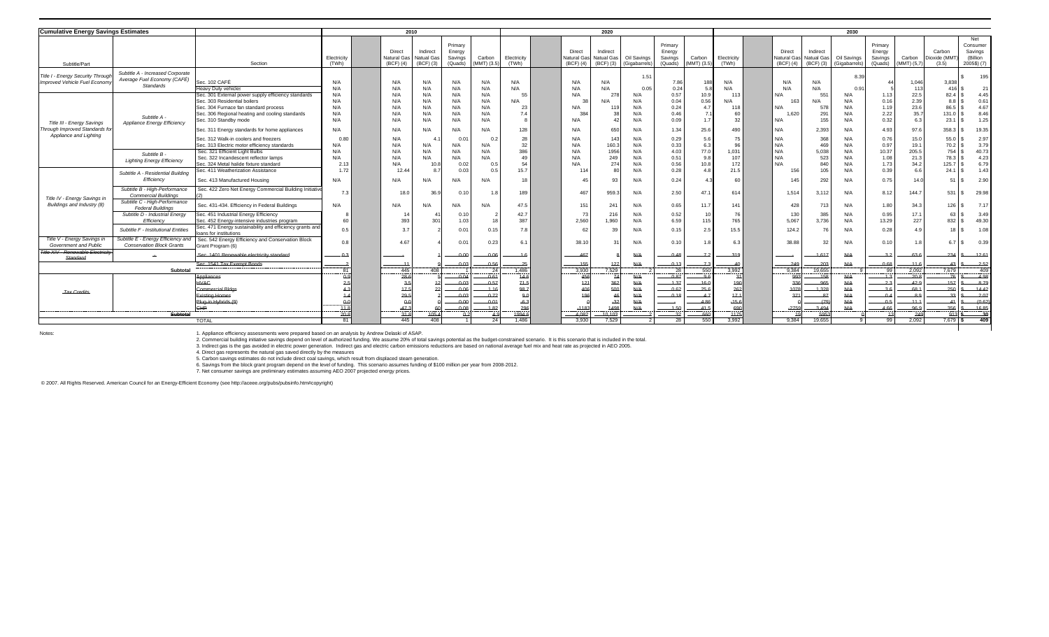| Cumulative Energy Savings Estimates | | | 2010 | | | | | 2020 | | | | | | 2030 | | | | | | | |
|---|---|---|---|---|---|---|---|---|---|---|---|---|---|---|---|---|---|---|---|---|---|
| Subtitle/Part | | Section | Electricity (TWh) | Direct Natural Gas (BCF) (4) | Indirect Natual Gas (BCF) (3) | Primary Energy Savings (Quads) | Carbon (MMT) (3.5) | Electricity (TWh) | Direct Natural Gas (BCF) (4) | Indirect Natual Gas (BCF) (3) | Oil Savings (Gigabarrels) | Primary Energy Savings (Quads) | Carbon (MMT) (3.5) | Electricity (TWh) | Direct Natural Gas (BCF) (4) | Indirect Natual Gas (BCF) (3) | Oil Savings (Gigabarrels) | Primary Energy Savings (Quads) | Carbon (MMT) (5,7) | Carbon Dioxide (MMT) (3.5) | Net Consumer Savings (Billion 2005$) (7) |
| *Title I - Energy Security Through Improved Vehicle Fuel Economy* | *Subtitle A - Increased Corporate Average Fuel Economy (CAFE) Standards* | Sec. 102 CAFÉ | N/A | N/A | N/A | N/A | N/A | | N/A | N/A | 1.51 | 7.86 | 188 | | N/A | N/A | 8.39 | 44 | 1,046 | 3,838 | $ 195 |
| | | Heavy Duty vehicle | N/A | N/A | N/A | N/A | N/A | | N/A | N/A | 0.05 | 0.24 | 5.8 | | N/A | N/A | 0.91 | 5 | 113 | 416 | $ 21 |
| *Title III - Energy Savings Through Improved Standards for Appliance and Lighting* | *Subtitle A - Appliance Energy Efficiency* | Sec. 301 External power supply efficiency standards | N/A | N/A | N/A | N/A | N/A | 55 | N/A | 278 | N/A | 0.57 | 10.9 | 113 | N/A | 551 | N/A | 1.13 | 22.5 | 82.4 | $ 4.45 |
| | | Sec. 303 Residential boilers | N/A | N/A | N/A | N/A | N/A | N/A | 38 | N/A | N/A | 0.04 | 0.56 | N/A | 163 | N/A | N/A | 0.16 | 2.39 | 8.8 | $ 0.61 |
| | | Sec. 304 Furnace fan standard process | N/A | N/A | N/A | N/A | N/A | 23 | N/A | 119 | N/A | 0.24 | 4.7 | 118 | N/A | 578 | N/A | 1.19 | 23.6 | 86.5 | $ 4.67 |
| | | Sec. 306 Regional heating and cooling standards | N/A | N/A | N/A | N/A | N/A | 7.4 | 384 | 38 | N/A | 0.46 | 7.1 | 60 | 1,620 | 291 | N/A | 2.22 | 35.7 | 131.0 | $ 8.46 |
| | | Sec. 310 Standby mode | N/A | N/A | N/A | N/A | N/A | 8 | N/A | 42 | N/A | 0.09 | 1.7 | 32 | N/A | 155 | N/A | 0.32 | 6.3 | 23.1 | $ 1.25 |
| | | Sec. 311 Energy standards for home appliances | N/A | N/A | N/A | N/A | N/A | 128 | N/A | 650 | N/A | 1.34 | 25.6 | 490 | N/A | 2,393 | N/A | 4.93 | 97.6 | 358.3 | $ 19.35 |
| | | Sec. 312 Walk-in coolers and freezers | 0.80 | N/A | 4.1 | 0.01 | 0.2 | 28 | N/A | 143 | N/A | 0.29 | 5.6 | 75 | N/A | 368 | N/A | 0.76 | 15.0 | 55.0 | $ 2.97 |
| | | Sec. 313 Electric motor efficiency standards | N/A | N/A | N/A | N/A | N/A | 32 | N/A | 160.3 | N/A | 0.33 | 6.3 | 96 | N/A | 469 | N/A | 0.97 | 19.1 | 70.2 | $ 3.79 |
| | *Subtitle B - Lighting Energy Efficiency* | Sec. 321 Efficient Light Bulbs | N/A | N/A | N/A | N/A | N/A | 386 | N/A | 1956 | N/A | 4.03 | 77.0 | 1,031 | N/A | 5,038 | N/A | 10.37 | 205.5 | 754 | $ 40.73 |
| | | Sec. 322 Incandescent reflector lamps | N/A | N/A | N/A | N/A | N/A | 49 | N/A | 249 | N/A | 0.51 | 9.8 | 107 | N/A | 523 | N/A | 1.08 | 21.3 | 78.3 | $ 4.23 |
| | | Sec. 324 Metal halide fixture standard | 2.13 | N/A | 10.8 | 0.02 | 0.5 | 54 | N/A | 274 | N/A | 0.56 | 10.8 | 172 | N/A | 840 | N/A | 1.73 | 34.2 | 125.7 | $ 6.79 |
| *Title IV - Energy Savings in Buildings and Industry (8)* | *Subtitle A - Residential Building Efficiency* | Sec. 411 Weatherization Assistance | 1.72 | 12.44 | 8.7 | 0.03 | 0.5 | 15.7 | 114 | 80 | N/A | 0.28 | 4.8 | 21.5 | 156 | 105 | N/A | 0.39 | 6.6 | 24.1 | $ 1.43 |
| | | Sec. 413 Manufactured Housing | N/A | N/A | N/A | N/A | N/A | 18 | 45 | 93 | N/A | 0.24 | 4.3 | 60 | 145 | 292 | N/A | 0.75 | 14.0 | 51 | $ 2.90 |
| | *Subtitle B - High-Performance Commercial Buildings* | Sec. 422 Zero Net Energy Commercial Building Initiative (2) | 7.3 | 18.0 | 36.9 | 0.10 | 1.8 | 189 | 467 | 959.3 | N/A | 2.50 | 47.1 | 614 | 1,514 | 3,112 | N/A | 8.12 | 144.7 | 531 | $ 29.98 |
| | *Subtitle C - High-Performance Federal Buildings* | Sec. 431-434. Efficiency in Federal Buildings | N/A | N/A | N/A | N/A | N/A | 47.5 | 151 | 241 | N/A | 0.65 | 11.7 | 141 | 428 | 713 | N/A | 1.80 | 34.3 | 126 | $ 7.17 |
| | *Subtitle D - Industrial Energy Efficiency* | Sec. 451 Industrial Energy Efficiency | 8 | 14 | 41 | 0.10 | 2 | 42.7 | 73 | 216 | N/A | 0.52 | 10 | 76 | 130 | 385 | N/A | 0.95 | 17.1 | 63 | $ 3.49 |
| | | Sec. 452 Energy-intensive industries program | 60 | 393 | 301 | 1.03 | 18 | 387 | 2,560 | 1,960 | N/A | 6.59 | 115 | 765 | 5,067 | 3,736 | N/A | 13.29 | 227 | 832 | $ 49.30 |
| | *Subtitle F - Institutional Entities* | Sec. 471 Energy sustainability and efficiency grants and loans for institutions | 0.5 | 3.7 | 2 | 0.01 | 0.15 | 7.8 | 62 | 39 | N/A | 0.15 | 2.5 | 15.5 | 124.2 | 76 | N/A | 0.28 | 4.9 | 18 | $ 1.08 |
| *Title V - Energy Savings in Government and Public* | *Subtitle E - Energy Efficiency and Conservation Block Grants* | Sec. 542 Energy Efficiency and Conservation Block Grant Program (6) | 0.8 | 4.67 | 4 | 0.01 | 0.23 | 6.1 | 38.10 | 31 | N/A | 0.10 | 1.8 | 6.3 | 38.88 | 32 | N/A | 0.10 | 1.8 | 6.7 | $ 0.39 |
| ~~*Title XIV - Renewable Electricity Standard*~~ | ~~-~~ | ~~Sec. 1401 Renewable electricity standard~~ | ~~0.3~~ | | ~~1~~ | ~~0.00~~ | ~~0.06~~ | ~~1.6~~ | ~~467~~ | ~~8~~ | ~~N/A~~ | ~~0.48~~ | ~~7.2~~ | ~~319~~ | | ~~1,617~~ | ~~N/A~~ | ~~3.2~~ | ~~63.6~~ | ~~234~~ | ~~$ 12.61~~ |
| | | ~~Sec. 1541 Tax Exempt Bonds~~ | ~~2~~ | ~~11~~ | ~~9~~ | ~~0.03~~ | ~~0.56~~ | ~~25~~ | ~~155~~ | ~~127~~ | ~~N/A~~ | ~~0.13~~ | ~~7.3~~ | ~~40~~ | ~~249~~ | ~~203~~ | ~~N/A~~ | ~~0.68~~ | ~~11.6~~ | ~~43~~ | ~~$ 2.52~~ |
| | **Subtotal** | | 81 | 445 | 408 | 1 | 24 | 1,486 | 3,930 | 7,529 | 2 | 28 | 550 | 3,992 | 9,384 | 19,655 | 9 | 99 | 2,092 | 7,679 | $ 409 |
| ~~Tax Credits~~ | | ~~Appliances~~ | ~~0.9~~ | ~~28.6~~ | ~~5~~ | ~~0.04~~ | ~~0.61~~ | ~~14.6~~ | ~~456~~ | ~~74~~ | ~~N/A~~ | ~~0.87~~ | ~~9.6~~ | ~~31~~ | ~~993~~ | ~~158~~ | ~~N/A~~ | ~~1.3~~ | ~~20.8~~ | ~~76~~ | ~~$ 4.98~~ |
| | | ~~HVAC~~ | ~~2.5~~ | ~~3.5~~ | ~~12~~ | ~~0.03~~ | ~~0.57~~ | ~~71.5~~ | ~~121~~ | ~~362~~ | ~~N/A~~ | ~~1.37~~ | ~~16.0~~ | ~~190~~ | ~~336~~ | ~~965~~ | ~~N/A~~ | ~~2.3~~ | ~~42.9~~ | ~~157~~ | ~~$ 8.79~~ |
| | | ~~Commercial Bldgs~~ | ~~4.3~~ | ~~17.5~~ | ~~22~~ | ~~0.06~~ | ~~1.16~~ | ~~98.7~~ | ~~406~~ | ~~500~~ | ~~N/A~~ | ~~0.62~~ | ~~25.6~~ | ~~262~~ | ~~1028~~ | ~~1,328~~ | ~~N/A~~ | ~~3.6~~ | ~~68.1~~ | ~~250~~ | ~~$ 14.42~~ |
| | | ~~Existing Homes~~ | ~~1.4~~ | ~~29.5~~ | ~~7~~ | ~~0.03~~ | ~~0.72~~ | ~~9.0~~ | ~~196~~ | ~~46~~ | ~~N/A~~ | ~~0.18~~ | ~~4.7~~ | ~~12.1~~ | ~~371~~ | ~~87~~ | ~~N/A~~ | ~~0.4~~ | ~~8.9~~ | ~~33~~ | ~~$ 2.07~~ |
| | | ~~Plug-in Hybrids (9)~~ | ~~0.0~~ | ~~0.0~~ | ~~0~~ | ~~0.00~~ | ~~0.01~~ | ~~-6.2~~ | ~~0~~ | ~~32~~ | ~~N/A~~ | | ~~4.86~~ | ~~15.6~~ | ~~0~~ | ~~(79)~~ | ~~N/A~~ | ~~0.5~~ | ~~11.1~~ | ~~41~~ | ~~$ (0.62)~~ |
| | | ~~CHP~~ | ~~11.8~~ | ~~47.3~~ | ~~60~~ | ~~0.08~~ | ~~1.82~~ | ~~296~~ | ~~-1183~~ | ~~1498~~ | ~~N/A~~ | ~~1.50~~ | ~~41.5~~ | ~~690~~ | ~~-2759~~ | ~~3,494~~ | ~~N/A~~ | ~~4.66~~ | ~~96.9~~ | ~~356~~ | ~~$ 16.85~~ |
| | ~~**Subtotal**~~ | | ~~20.8~~ | ~~31.8~~ | ~~105.4~~ | ~~0.2~~ | ~~4.9~~ | ~~1994.6~~ | ~~4,082~~ | ~~10,103~~ | ~~2~~ | ~~32~~ | ~~660~~ | ~~1175~~ | ~~15~~ | ~~5953~~ | ~~0~~ | ~~13~~ | ~~249~~ | ~~913~~ | ~~$ 30~~ |
| | | TOTAL | 81 | 445 | 408 | 1 | 24 | 1,486 | 3,930 | 7,529 | 2 | 28 | 550 | 3,992 | 9,384 | 19,655 | 9 | 99 | 2,092 | 7,679 | $ 409 |

Notes:

1. Appliance efficiency assessments were prepared based on an analysis by Andrew Delaski of ASAP.
2. Commercial building initiative savings depend on level of authorized funding. We assume 20% of total savings potential as the budget-constrained scenario. It is this scenario that is included in the total.
3. Indirect gas is the gas avoided in electric power generation. Indirect gas and electric carbon emissions reductions are based on national average fuel mix and heat rate as projected in AEO 2005.
4. Direct gas represents the natural gas saved directly by the measures
5. Carbon savings estimates do not include direct coal savings, which result from displaced steam generation.
6. Savings from the block grant program depend on the level of funding. This scenario assumes funding of $100 million per year from 2008-2012.
7. Net consumer savings are preliminary estimates assuming AEO 2007 projected energy prices.

© 2007. All Rights Reserved. American Council for an Energy-Efficient Economy (see http://aceee.org/pubs/pubsinfo.htm#copyright)